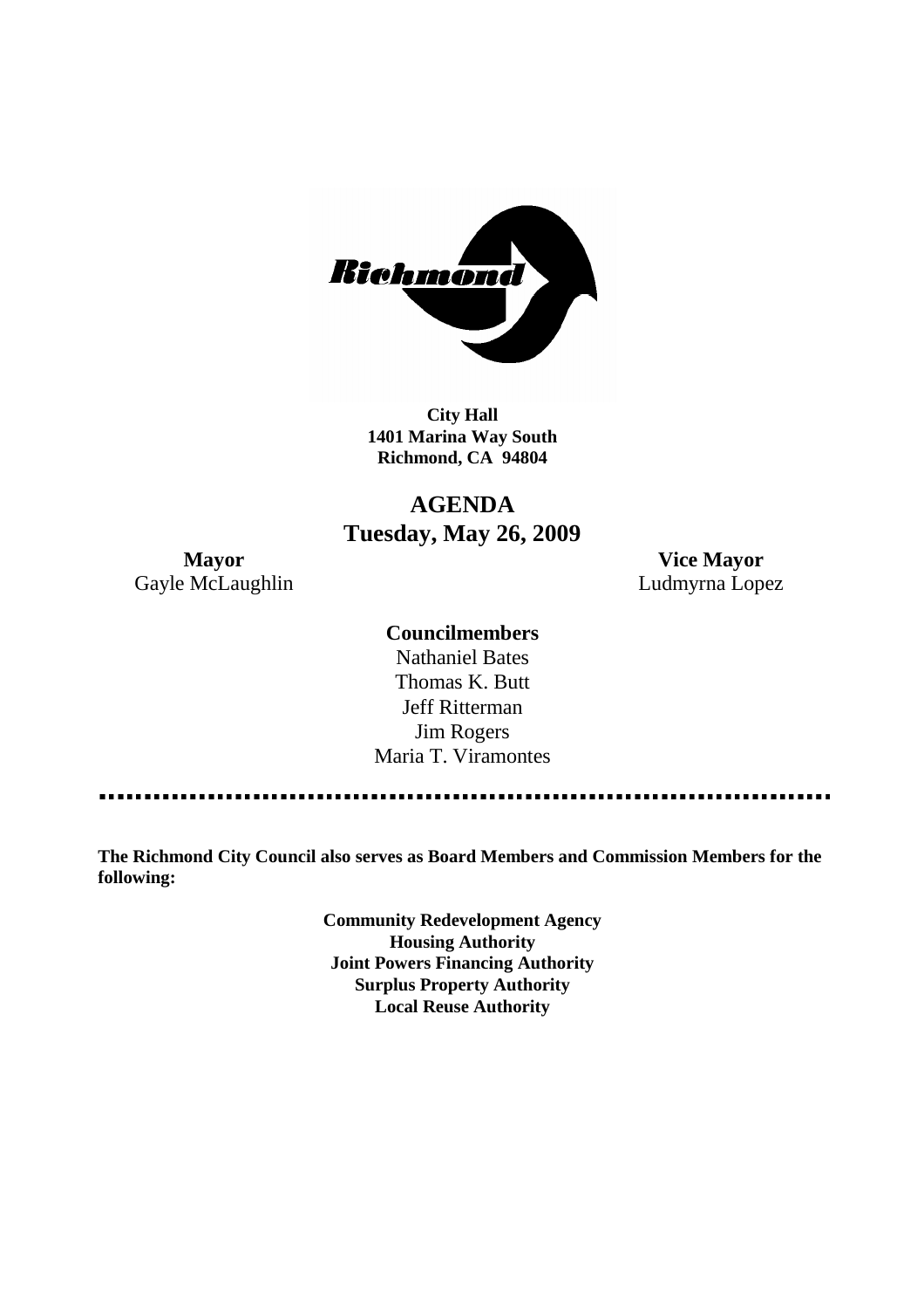**City Hall**
**1401 Marina Way South**
**Richmond, CA 94804**

# AGENDA
## Tuesday, May 26, 2009

**Mayor**
Gayle McLaughlin

**Vice Mayor**
Ludmyrna Lopez

**Councilmembers**
Nathaniel Bates
Thomas K. Butt
Jeff Ritterman
Jim Rogers
Maria T. Viramontes

---

**The Richmond City Council also serves as Board Members and Commission Members for the following:**

**Community Redevelopment Agency**
**Housing Authority**
**Joint Powers Financing Authority**
**Surplus Property Authority**
**Local Reuse Authority**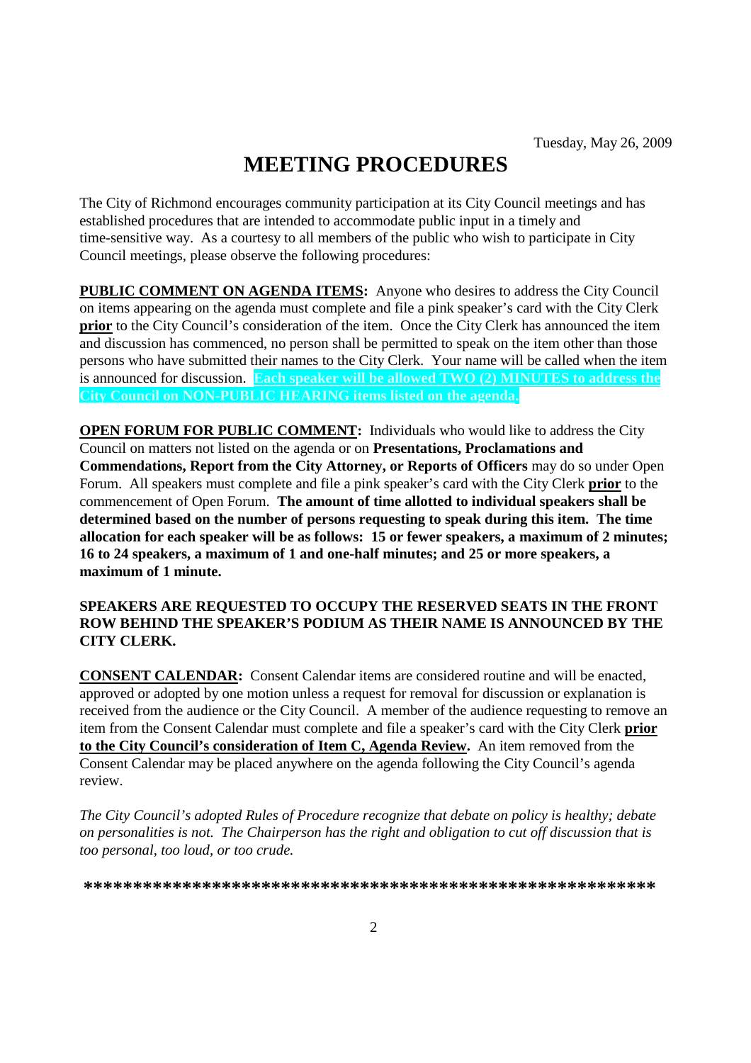Tuesday, May 26, 2009

# MEETING PROCEDURES

The City of Richmond encourages community participation at its City Council meetings and has established procedures that are intended to accommodate public input in a timely and time-sensitive way. As a courtesy to all members of the public who wish to participate in City Council meetings, please observe the following procedures:

**PUBLIC COMMENT ON AGENDA ITEMS:** Anyone who desires to address the City Council on items appearing on the agenda must complete and file a pink speaker's card with the City Clerk **prior** to the City Council's consideration of the item. Once the City Clerk has announced the item and discussion has commenced, no person shall be permitted to speak on the item other than those persons who have submitted their names to the City Clerk. Your name will be called when the item is announced for discussion. **Each speaker will be allowed TWO (2) MINUTES to address the City Council on NON-PUBLIC HEARING items listed on the agenda.**

**OPEN FORUM FOR PUBLIC COMMENT:** Individuals who would like to address the City Council on matters not listed on the agenda or on **Presentations, Proclamations and Commendations, Report from the City Attorney, or Reports of Officers** may do so under Open Forum. All speakers must complete and file a pink speaker's card with the City Clerk **prior** to the commencement of Open Forum. **The amount of time allotted to individual speakers shall be determined based on the number of persons requesting to speak during this item. The time allocation for each speaker will be as follows: 15 or fewer speakers, a maximum of 2 minutes; 16 to 24 speakers, a maximum of 1 and one-half minutes; and 25 or more speakers, a maximum of 1 minute.**

**SPEAKERS ARE REQUESTED TO OCCUPY THE RESERVED SEATS IN THE FRONT ROW BEHIND THE SPEAKER'S PODIUM AS THEIR NAME IS ANNOUNCED BY THE CITY CLERK.**

**CONSENT CALENDAR:** Consent Calendar items are considered routine and will be enacted, approved or adopted by one motion unless a request for removal for discussion or explanation is received from the audience or the City Council. A member of the audience requesting to remove an item from the Consent Calendar must complete and file a speaker's card with the City Clerk **prior to the City Council's consideration of Item C, Agenda Review.** An item removed from the Consent Calendar may be placed anywhere on the agenda following the City Council's agenda review.

*The City Council's adopted Rules of Procedure recognize that debate on policy is healthy; debate on personalities is not. The Chairperson has the right and obligation to cut off discussion that is too personal, too loud, or too crude.*

**************************************************************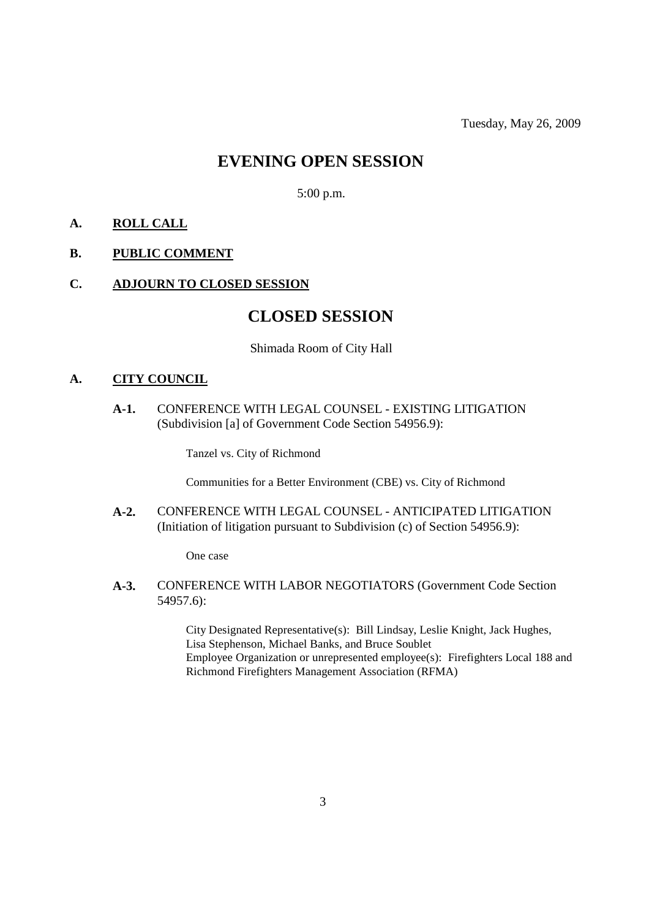Tuesday, May 26, 2009

# EVENING OPEN SESSION

5:00 p.m.

**A. ROLL CALL**

**B. PUBLIC COMMENT**

**C. ADJOURN TO CLOSED SESSION**

# CLOSED SESSION

Shimada Room of City Hall

**A. CITY COUNCIL**

**A-1.** CONFERENCE WITH LEGAL COUNSEL - EXISTING LITIGATION (Subdivision [a] of Government Code Section 54956.9):

Tanzel vs. City of Richmond

Communities for a Better Environment (CBE) vs. City of Richmond

**A-2.** CONFERENCE WITH LEGAL COUNSEL - ANTICIPATED LITIGATION (Initiation of litigation pursuant to Subdivision (c) of Section 54956.9):

One case

**A-3.** CONFERENCE WITH LABOR NEGOTIATORS (Government Code Section 54957.6):

City Designated Representative(s): Bill Lindsay, Leslie Knight, Jack Hughes, Lisa Stephenson, Michael Banks, and Bruce Soublet
Employee Organization or unrepresented employee(s): Firefighters Local 188 and Richmond Firefighters Management Association (RFMA)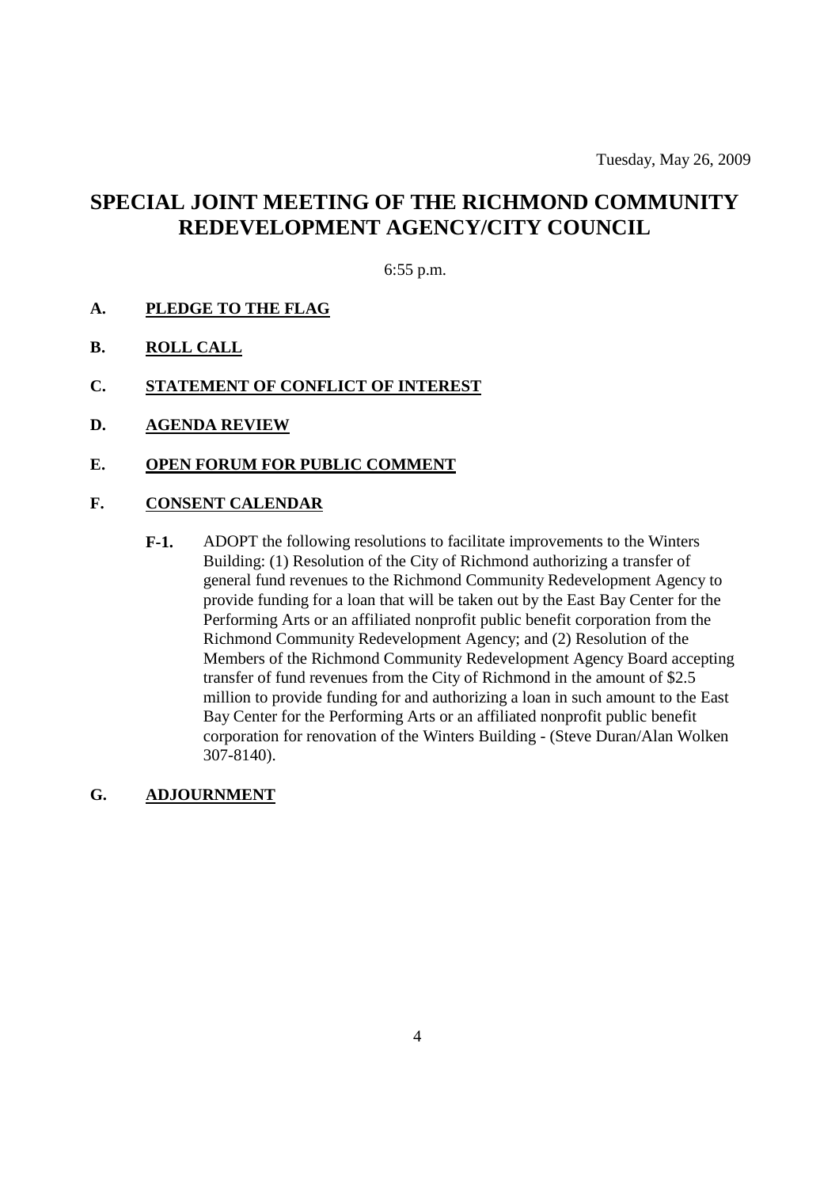Tuesday, May 26, 2009

# SPECIAL JOINT MEETING OF THE RICHMOND COMMUNITY REDEVELOPMENT AGENCY/CITY COUNCIL

6:55 p.m.

**A.** **PLEDGE TO THE FLAG**

**B.** **ROLL CALL**

**C.** **STATEMENT OF CONFLICT OF INTEREST**

**D.** **AGENDA REVIEW**

**E.** **OPEN FORUM FOR PUBLIC COMMENT**

**F.** **CONSENT CALENDAR**

**F-1.** ADOPT the following resolutions to facilitate improvements to the Winters Building: (1) Resolution of the City of Richmond authorizing a transfer of general fund revenues to the Richmond Community Redevelopment Agency to provide funding for a loan that will be taken out by the East Bay Center for the Performing Arts or an affiliated nonprofit public benefit corporation from the Richmond Community Redevelopment Agency; and (2) Resolution of the Members of the Richmond Community Redevelopment Agency Board accepting transfer of fund revenues from the City of Richmond in the amount of $2.5 million to provide funding for and authorizing a loan in such amount to the East Bay Center for the Performing Arts or an affiliated nonprofit public benefit corporation for renovation of the Winters Building - (Steve Duran/Alan Wolken 307-8140).

**G.** **ADJOURNMENT**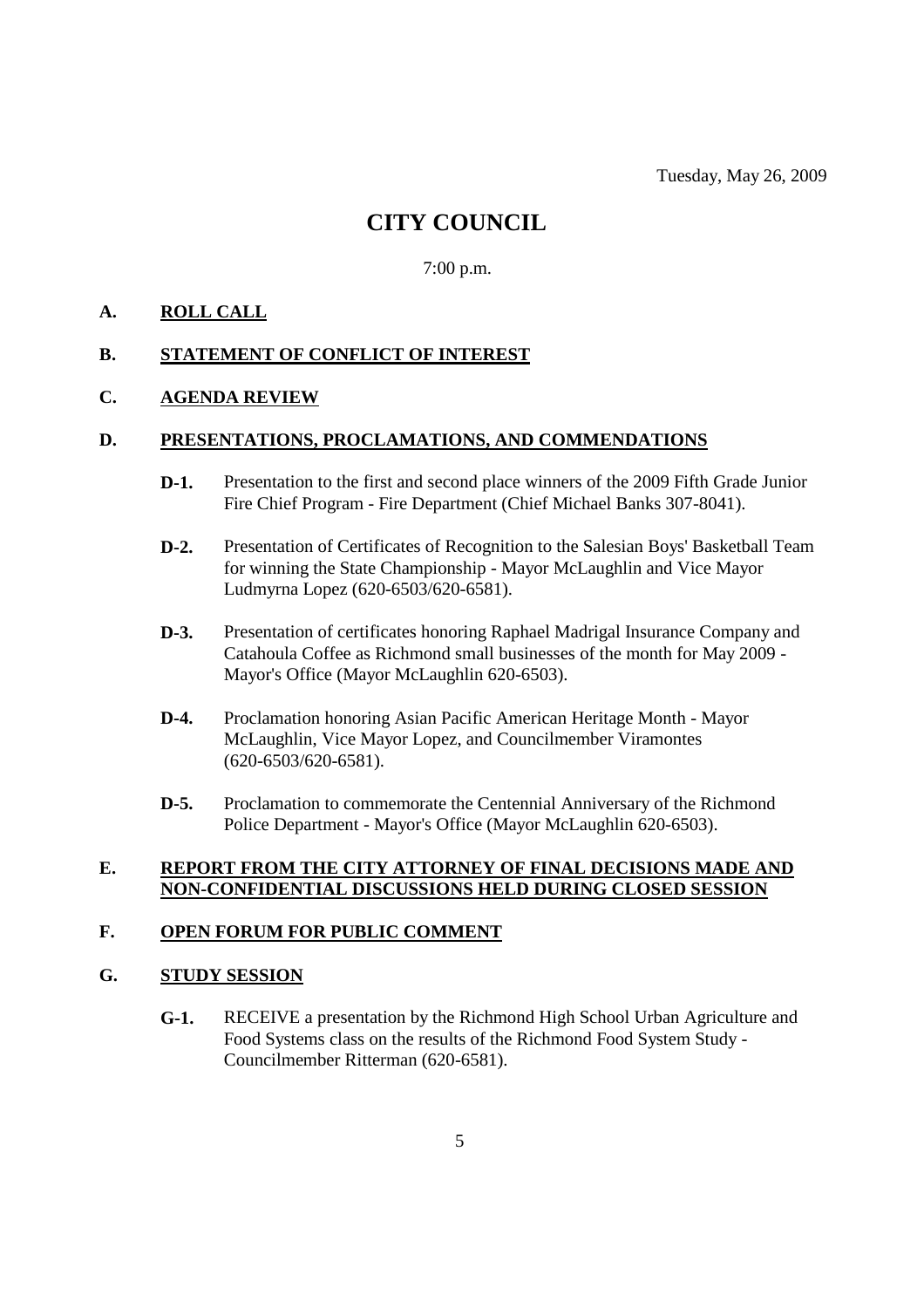Tuesday, May 26, 2009

# CITY COUNCIL

7:00 p.m.

## A. ROLL CALL

## B. STATEMENT OF CONFLICT OF INTEREST

## C. AGENDA REVIEW

## D. PRESENTATIONS, PROCLAMATIONS, AND COMMENDATIONS

**D-1.** Presentation to the first and second place winners of the 2009 Fifth Grade Junior Fire Chief Program - Fire Department (Chief Michael Banks 307-8041).

**D-2.** Presentation of Certificates of Recognition to the Salesian Boys' Basketball Team for winning the State Championship - Mayor McLaughlin and Vice Mayor Ludmyrna Lopez (620-6503/620-6581).

**D-3.** Presentation of certificates honoring Raphael Madrigal Insurance Company and Catahoula Coffee as Richmond small businesses of the month for May 2009 - Mayor's Office (Mayor McLaughlin 620-6503).

**D-4.** Proclamation honoring Asian Pacific American Heritage Month - Mayor McLaughlin, Vice Mayor Lopez, and Councilmember Viramontes (620-6503/620-6581).

**D-5.** Proclamation to commemorate the Centennial Anniversary of the Richmond Police Department - Mayor's Office (Mayor McLaughlin 620-6503).

## E. REPORT FROM THE CITY ATTORNEY OF FINAL DECISIONS MADE AND NON-CONFIDENTIAL DISCUSSIONS HELD DURING CLOSED SESSION

## F. OPEN FORUM FOR PUBLIC COMMENT

## G. STUDY SESSION

**G-1.** RECEIVE a presentation by the Richmond High School Urban Agriculture and Food Systems class on the results of the Richmond Food System Study - Councilmember Ritterman (620-6581).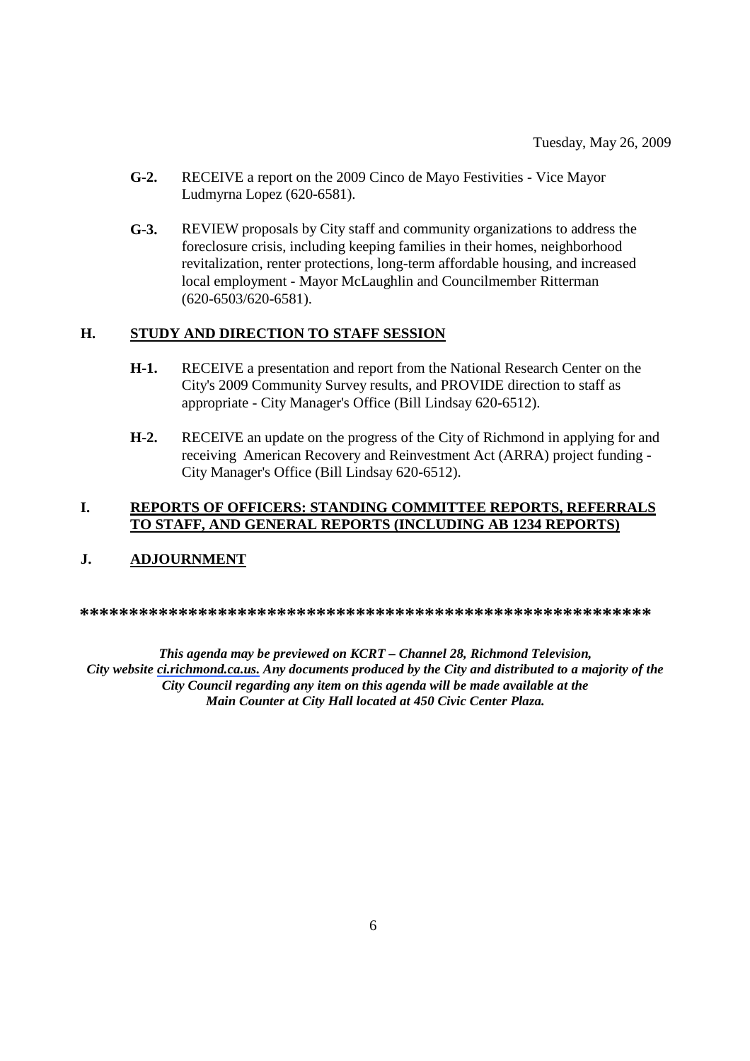**G-2.** RECEIVE a report on the 2009 Cinco de Mayo Festivities - Vice Mayor Ludmyrna Lopez (620-6581).

**G-3.** REVIEW proposals by City staff and community organizations to address the foreclosure crisis, including keeping families in their homes, neighborhood revitalization, renter protections, long-term affordable housing, and increased local employment - Mayor McLaughlin and Councilmember Ritterman (620-6503/620-6581).

## H. STUDY AND DIRECTION TO STAFF SESSION

**H-1.** RECEIVE a presentation and report from the National Research Center on the City's 2009 Community Survey results, and PROVIDE direction to staff as appropriate - City Manager's Office (Bill Lindsay 620-6512).

**H-2.** RECEIVE an update on the progress of the City of Richmond in applying for and receiving American Recovery and Reinvestment Act (ARRA) project funding - City Manager's Office (Bill Lindsay 620-6512).

## I. REPORTS OF OFFICERS: STANDING COMMITTEE REPORTS, REFERRALS TO STAFF, AND GENERAL REPORTS (INCLUDING AB 1234 REPORTS)

## J. ADJOURNMENT

**************************************************************

***This agenda may be previewed on KCRT – Channel 28, Richmond Television, City website ci.richmond.ca.us. Any documents produced by the City and distributed to a majority of the City Council regarding any item on this agenda will be made available at the Main Counter at City Hall located at 450 Civic Center Plaza.***